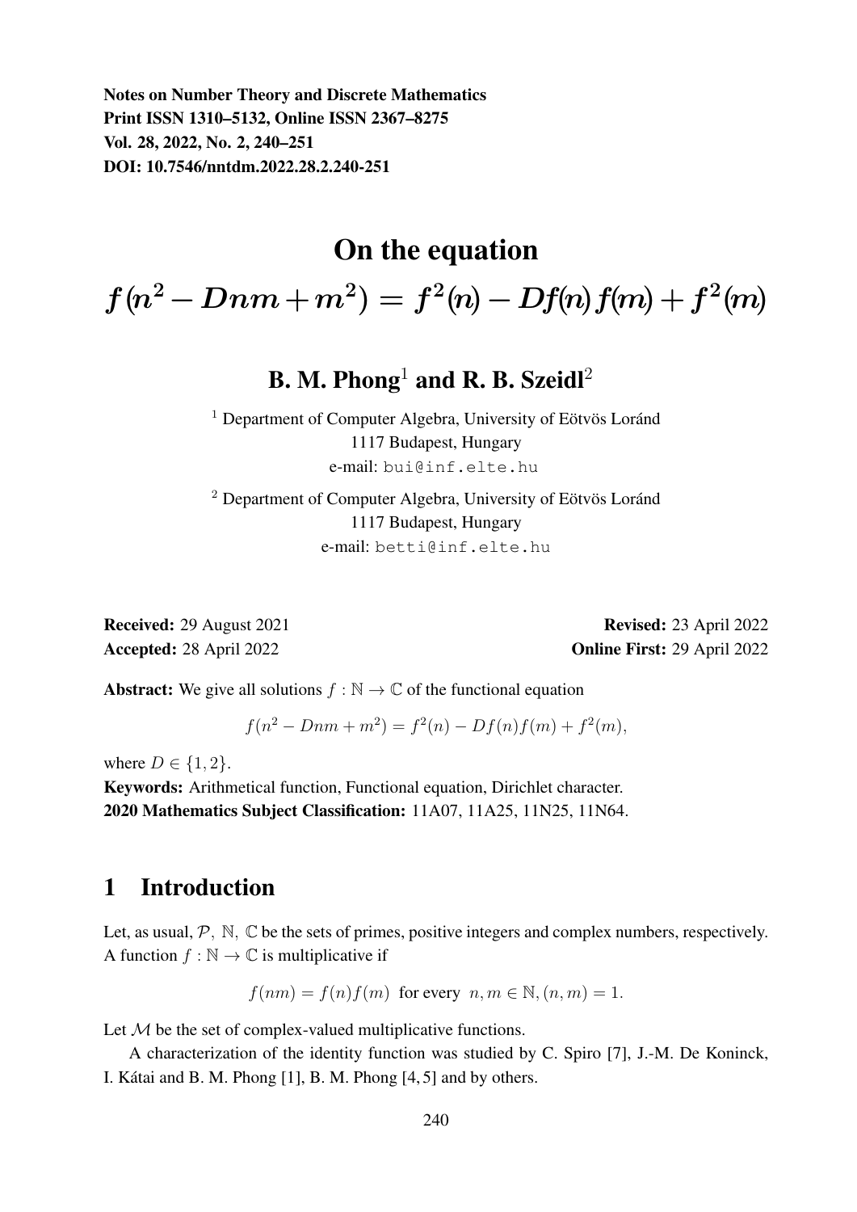Notes on Number Theory and Discrete Mathematics
Print ISSN 1310–5132, Online ISSN 2367–8275
Vol. 28, 2022, No. 2, 240–251
DOI: 10.7546/nntdm.2022.28.2.240-251

# On the equation $f(n^2 - Dnm + m^2) = f^2(n) - Df(n)f(m) + f^2(m)$

**B. M. Phong**[1] **and R. B. Szeidl**[2]

[1] Department of Computer Algebra, University of Eötvös Loránd
1117 Budapest, Hungary
e-mail: bui@inf.elte.hu

[2] Department of Computer Algebra, University of Eötvös Loránd
1117 Budapest, Hungary
e-mail: betti@inf.elte.hu

**Received:** 29 August 2021
**Revised:** 23 April 2022
**Accepted:** 28 April 2022
**Online First:** 29 April 2022

**Abstract:** We give all solutions $f : \mathbb{N} \to \mathbb{C}$ of the functional equation

$$f(n^2 - Dnm + m^2) = f^2(n) - Df(n)f(m) + f^2(m),$$

where $D \in \{1, 2\}$.

**Keywords:** Arithmetical function, Functional equation, Dirichlet character.

**2020 Mathematics Subject Classification:** 11A07, 11A25, 11N25, 11N64.

## 1 Introduction

Let, as usual, $\mathcal{P},\ \mathbb{N},\ \mathbb{C}$ be the sets of primes, positive integers and complex numbers, respectively. A function $f : \mathbb{N} \to \mathbb{C}$ is multiplicative if

$$f(nm) = f(n)f(m) \text{ for every } n, m \in \mathbb{N}, (n, m) = 1.$$

Let $\mathcal{M}$ be the set of complex-valued multiplicative functions.

A characterization of the identity function was studied by C. Spiro [7], J.-M. De Koninck, I. Kátai and B. M. Phong [1], B. M. Phong [4, 5] and by others.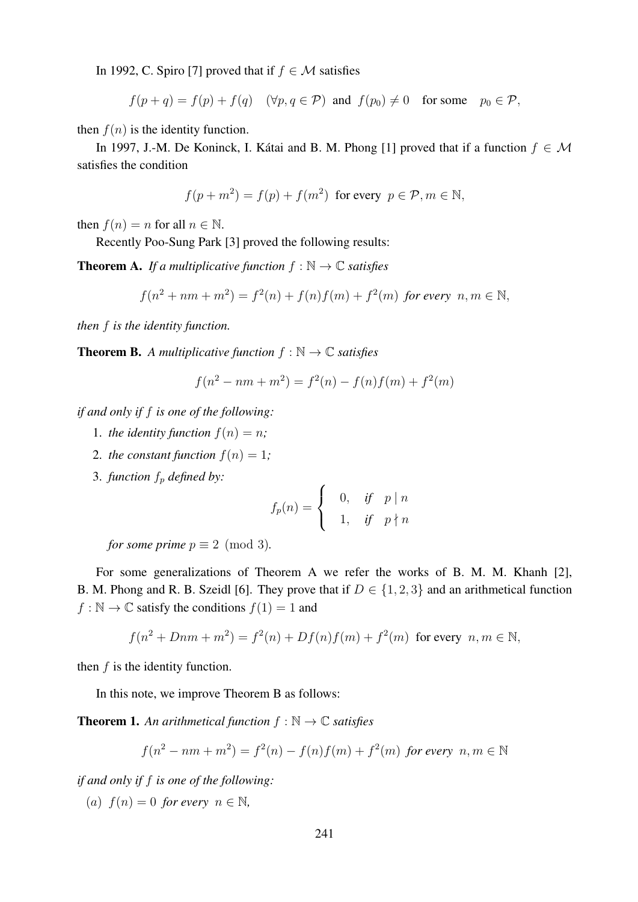In 1992, C. Spiro [7] proved that if $f \in \mathcal{M}$ satisfies

$$f(p+q) = f(p) + f(q) \quad (\forall p, q \in \mathcal{P}) \text{ and } f(p_0) \neq 0 \quad \text{for some} \quad p_0 \in \mathcal{P},$$

then $f(n)$ is the identity function.

In 1997, J.-M. De Koninck, I. Kátai and B. M. Phong [1] proved that if a function $f \in \mathcal{M}$ satisfies the condition

$$f(p + m^2) = f(p) + f(m^2) \text{ for every } p \in \mathcal{P}, m \in \mathbb{N},$$

then $f(n) = n$ for all $n \in \mathbb{N}$.

Recently Poo-Sung Park [3] proved the following results:

**Theorem A.** *If a multiplicative function $f : \mathbb{N} \to \mathbb{C}$ satisfies*

$$f(n^2 + nm + m^2) = f^2(n) + f(n)f(m) + f^2(m) \text{ for every } n, m \in \mathbb{N},$$

*then $f$ is the identity function.*

**Theorem B.** *A multiplicative function $f : \mathbb{N} \to \mathbb{C}$ satisfies*

$$f(n^2 - nm + m^2) = f^2(n) - f(n)f(m) + f^2(m)$$

*if and only if $f$ is one of the following:*

1. *the identity function $f(n) = n$;*
2. *the constant function $f(n) = 1$;*
3. *function $f_p$ defined by:*

$$f_p(n) = \begin{cases} 0, & \text{if} \quad p \mid n \\ 1, & \text{if} \quad p \nmid n \end{cases}$$

*for some prime $p \equiv 2 \pmod 3$.*

For some generalizations of Theorem A we refer the works of B. M. M. Khanh [2], B. M. Phong and R. B. Szeidl [6]. They prove that if $D \in \{1, 2, 3\}$ and an arithmetical function $f : \mathbb{N} \to \mathbb{C}$ satisfy the conditions $f(1) = 1$ and

$$f(n^2 + Dnm + m^2) = f^2(n) + Df(n)f(m) + f^2(m) \text{ for every } n, m \in \mathbb{N},$$

then $f$ is the identity function.

In this note, we improve Theorem B as follows:

**Theorem 1.** *An arithmetical function $f : \mathbb{N} \to \mathbb{C}$ satisfies*

$$f(n^2 - nm + m^2) = f^2(n) - f(n)f(m) + f^2(m) \text{ for every } n, m \in \mathbb{N}$$

*if and only if $f$ is one of the following:*

$(a)$ *$f(n) = 0$ for every $n \in \mathbb{N}$,*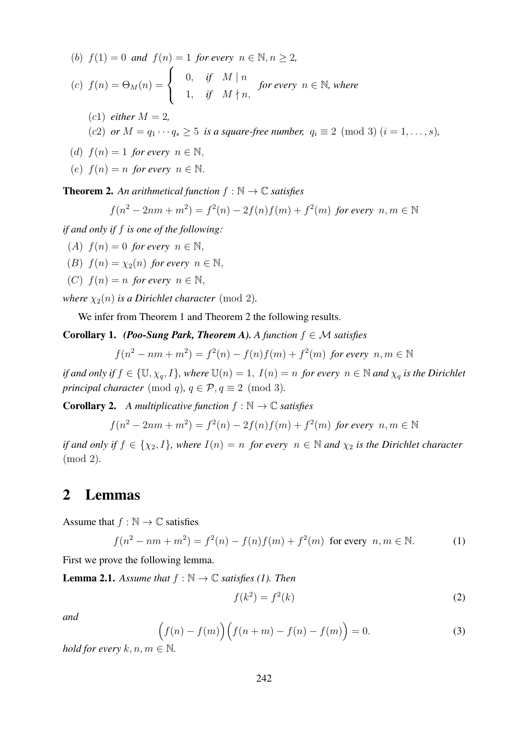$(b)$ *$f(1) = 0$ and $f(n) = 1$ for every $n \in \mathbb{N}, n \geq 2$,*

$(c)$ *$f(n) = \Theta_M(n) = \begin{cases} 0, & \text{if} \quad M \mid n \\ 1, & \text{if} \quad M \nmid n, \end{cases}$ for every $n \in \mathbb{N}$, where*

$(c1)$ *either $M = 2$,*

$(c2)$ *or $M = q_1 \cdots q_s \geq 5$ is a square-free number, $q_i \equiv 2 \pmod 3$ $(i = 1, \ldots, s)$,*

$(d)$ *$f(n) = 1$ for every $n \in \mathbb{N}$,*

$(e)$ *$f(n) = n$ for every $n \in \mathbb{N}$.*

**Theorem 2.** *An arithmetical function $f : \mathbb{N} \to \mathbb{C}$ satisfies*

$$f(n^2 - 2nm + m^2) = f^2(n) - 2f(n)f(m) + f^2(m) \text{ for every } n, m \in \mathbb{N}$$

*if and only if $f$ is one of the following:*

$(A)$ *$f(n) = 0$ for every $n \in \mathbb{N}$,*

$(B)$ *$f(n) = \chi_2(n)$ for every $n \in \mathbb{N}$,*

$(C)$ *$f(n) = n$ for every $n \in \mathbb{N}$,*

*where $\chi_2(n)$ is a Dirichlet character* $\pmod 2$.

We infer from Theorem 1 and Theorem 2 the following results.

**Corollary 1.** ***(Poo-Sung Park, Theorem A).*** *A function $f \in \mathcal{M}$ satisfies*

$$f(n^2 - nm + m^2) = f^2(n) - f(n)f(m) + f^2(m) \text{ for every } n, m \in \mathbb{N}$$

*if and only if $f \in \{\mathbb{U}, \chi_q, I\}$, where $\mathbb{U}(n) = 1$, $I(n) = n$ for every $n \in \mathbb{N}$ and $\chi_q$ is the Dirichlet principal character $\pmod q$, $q \in \mathcal{P}, q \equiv 2 \pmod 3$.*

**Corollary 2.** *A multiplicative function $f : \mathbb{N} \to \mathbb{C}$ satisfies*

$$f(n^2 - 2nm + m^2) = f^2(n) - 2f(n)f(m) + f^2(m) \text{ for every } n, m \in \mathbb{N}$$

*if and only if $f \in \{\chi_2, I\}$, where $I(n) = n$ for every $n \in \mathbb{N}$ and $\chi_2$ is the Dirichlet character* $\pmod 2$.

## 2 Lemmas

Assume that $f : \mathbb{N} \to \mathbb{C}$ satisfies

$$f(n^2 - nm + m^2) = f^2(n) - f(n)f(m) + f^2(m) \text{ for every } n, m \in \mathbb{N}. \tag{1}$$

First we prove the following lemma.

**Lemma 2.1.** *Assume that $f : \mathbb{N} \to \mathbb{C}$ satisfies (1). Then*

$$f(k^2) = f^2(k) \tag{2}$$

*and*

$$\Big(f(n) - f(m)\Big)\Big(f(n+m) - f(n) - f(m)\Big) = 0. \tag{3}$$

*hold for every $k, n, m \in \mathbb{N}$.*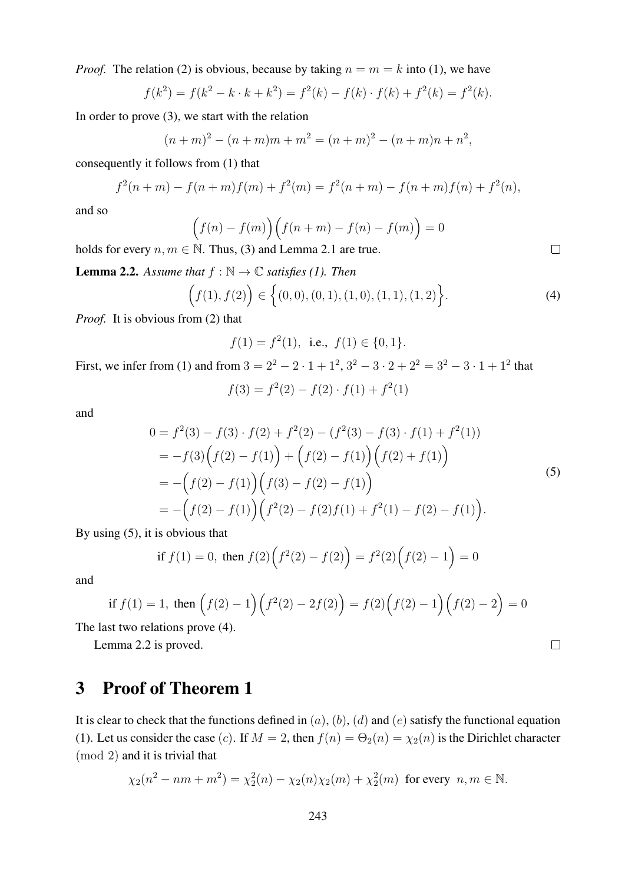*Proof.* The relation (2) is obvious, because by taking $n = m = k$ into (1), we have

$$f(k^2) = f(k^2 - k \cdot k + k^2) = f^2(k) - f(k) \cdot f(k) + f^2(k) = f^2(k).$$

In order to prove (3), we start with the relation

$$(n+m)^2 - (n+m)m + m^2 = (n+m)^2 - (n+m)n + n^2,$$

consequently it follows from (1) that

$$f^2(n+m) - f(n+m)f(m) + f^2(m) = f^2(n+m) - f(n+m)f(n) + f^2(n),$$

and so

$$\Big(f(n) - f(m)\Big)\Big(f(n+m) - f(n) - f(m)\Big) = 0$$

holds for every $n, m \in \mathbb{N}$. Thus, (3) and Lemma 2.1 are true. $\square$

**Lemma 2.2.** *Assume that $f : \mathbb{N} \to \mathbb{C}$ satisfies (1). Then*

$$\Big(f(1), f(2)\Big) \in \Big\{(0,0), (0,1), (1,0), (1,1), (1,2)\Big\}. \tag{4}$$

*Proof.* It is obvious from (2) that

$$f(1) = f^2(1), \text{ i.e., } f(1) \in \{0, 1\}.$$

First, we infer from (1) and from $3 = 2^2 - 2 \cdot 1 + 1^2$, $3^2 - 3 \cdot 2 + 2^2 = 3^2 - 3 \cdot 1 + 1^2$ that

$$f(3) = f^2(2) - f(2) \cdot f(1) + f^2(1)$$

and

$$\begin{aligned}
0 &= f^2(3) - f(3) \cdot f(2) + f^2(2) - (f^2(3) - f(3) \cdot f(1) + f^2(1)) \\
&= -f(3)\Big(f(2) - f(1)\Big) + \Big(f(2) - f(1)\Big)\Big(f(2) + f(1)\Big) \\
&= -\Big(f(2) - f(1)\Big)\Big(f(3) - f(2) - f(1)\Big) \\
&= -\Big(f(2) - f(1)\Big)\Big(f^2(2) - f(2)f(1) + f^2(1) - f(2) - f(1)\Big).
\end{aligned} \tag{5}$$

By using (5), it is obvious that

$$\text{if } f(1) = 0, \text{ then } f(2)\Big(f^2(2) - f(2)\Big) = f^2(2)\Big(f(2) - 1\Big) = 0$$

and

$$\text{if } f(1) = 1, \text{ then } \Big(f(2) - 1\Big)\Big(f^2(2) - 2f(2)\Big) = f(2)\Big(f(2) - 1\Big)\Big(f(2) - 2\Big) = 0$$

The last two relations prove (4).

Lemma 2.2 is proved. $\square$

## 3 Proof of Theorem 1

It is clear to check that the functions defined in $(a)$, $(b)$, $(d)$ and $(e)$ satisfy the functional equation (1). Let us consider the case $(c)$. If $M = 2$, then $f(n) = \Theta_2(n) = \chi_2(n)$ is the Dirichlet character $(\bmod\ 2)$ and it is trivial that

$$\chi_2(n^2 - nm + m^2) = \chi_2^2(n) - \chi_2(n)\chi_2(m) + \chi_2^2(m) \text{ for every } n, m \in \mathbb{N}.$$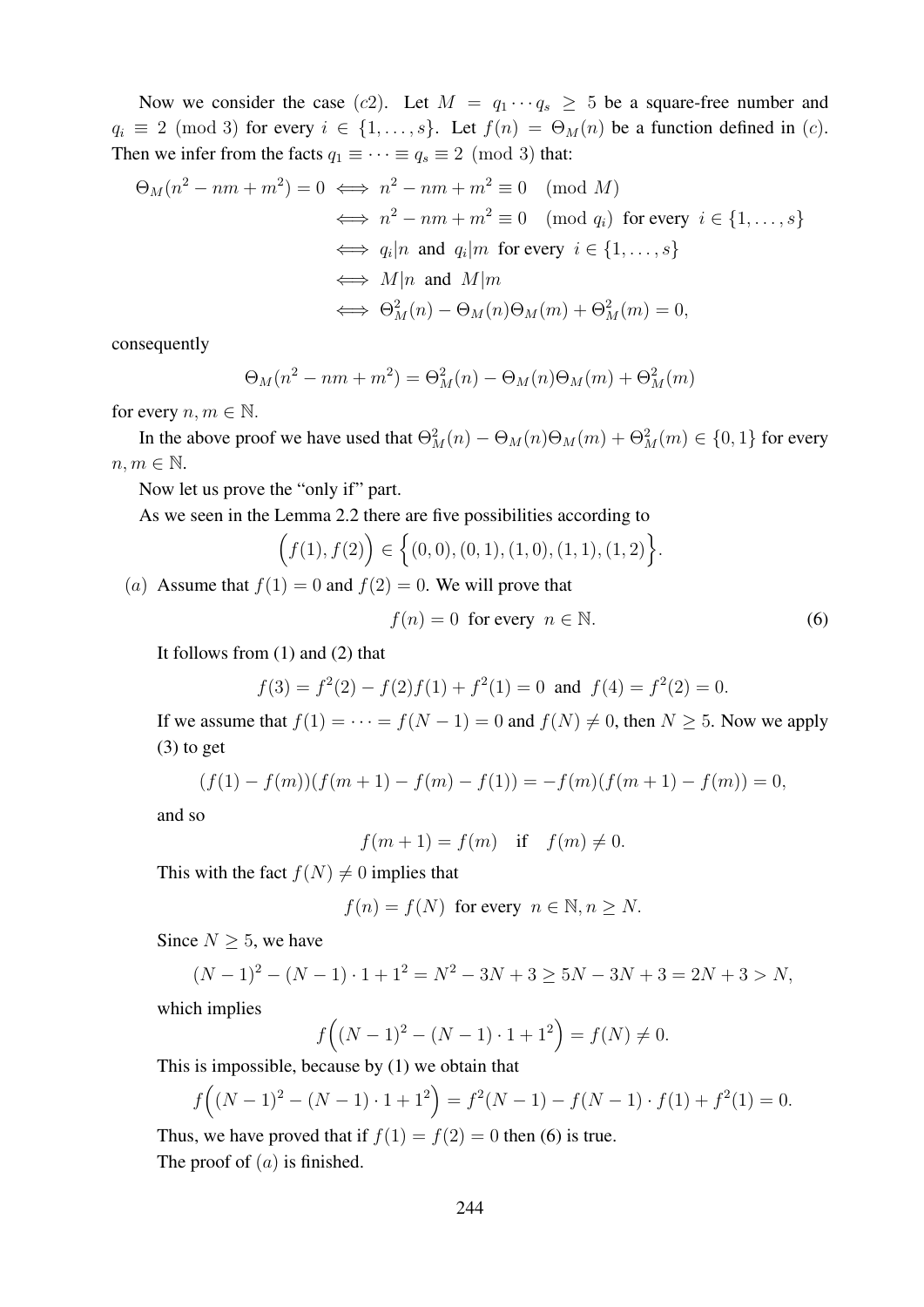Now we consider the case $(c2)$. Let $M = q_1 \cdots q_s \geq 5$ be a square-free number and $q_i \equiv 2 \pmod 3$ for every $i \in \{1, \ldots, s\}$. Let $f(n) = \Theta_M(n)$ be a function defined in $(c)$. Then we infer from the facts $q_1 \equiv \cdots \equiv q_s \equiv 2 \pmod 3$ that:

$$
\begin{aligned}
\Theta_M(n^2 - nm + m^2) = 0 &\iff n^2 - nm + m^2 \equiv 0 \pmod M \\
&\iff n^2 - nm + m^2 \equiv 0 \pmod{q_i} \text{ for every } i \in \{1, \ldots, s\} \\
&\iff q_i | n \text{ and } q_i | m \text{ for every } i \in \{1, \ldots, s\} \\
&\iff M | n \text{ and } M | m \\
&\iff \Theta_M^2(n) - \Theta_M(n)\Theta_M(m) + \Theta_M^2(m) = 0,
\end{aligned}
$$

consequently

$$
\Theta_M(n^2 - nm + m^2) = \Theta_M^2(n) - \Theta_M(n)\Theta_M(m) + \Theta_M^2(m)
$$

for every $n, m \in \mathbb{N}$.

In the above proof we have used that $\Theta_M^2(n) - \Theta_M(n)\Theta_M(m) + \Theta_M^2(m) \in \{0, 1\}$ for every $n, m \in \mathbb{N}$.

Now let us prove the "only if" part.

As we seen in the Lemma 2.2 there are five possibilities according to

$$
\Big(f(1), f(2)\Big) \in \Big\{(0,0), (0,1), (1,0), (1,1), (1,2)\Big\}.
$$

$(a)$ Assume that $f(1) = 0$ and $f(2) = 0$. We will prove that

$$
f(n) = 0 \text{ for every } n \in \mathbb{N}. \tag{6}
$$

It follows from (1) and (2) that

$$
f(3) = f^2(2) - f(2)f(1) + f^2(1) = 0 \text{ and } f(4) = f^2(2) = 0.
$$

If we assume that $f(1) = \cdots = f(N-1) = 0$ and $f(N) \neq 0$, then $N \geq 5$. Now we apply (3) to get

$$
(f(1) - f(m))(f(m+1) - f(m) - f(1)) = -f(m)(f(m+1) - f(m)) = 0,
$$

and so

$$
f(m+1) = f(m) \quad \text{if} \quad f(m) \neq 0.
$$

This with the fact $f(N) \neq 0$ implies that

$$
f(n) = f(N) \text{ for every } n \in \mathbb{N}, n \geq N.
$$

Since $N \geq 5$, we have

$$
(N-1)^2 - (N-1) \cdot 1 + 1^2 = N^2 - 3N + 3 \geq 5N - 3N + 3 = 2N + 3 > N,
$$

which implies

$$
f\Big((N-1)^2 - (N-1) \cdot 1 + 1^2\Big) = f(N) \neq 0.
$$

This is impossible, because by (1) we obtain that

$$
f\Big((N-1)^2 - (N-1) \cdot 1 + 1^2\Big) = f^2(N-1) - f(N-1) \cdot f(1) + f^2(1) = 0.
$$

Thus, we have proved that if $f(1) = f(2) = 0$ then (6) is true.

The proof of $(a)$ is finished.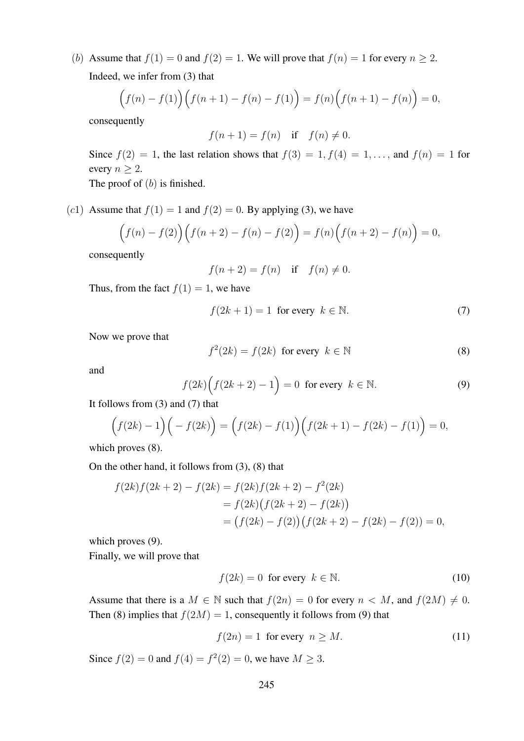$(b)$ Assume that $f(1) = 0$ and $f(2) = 1$. We will prove that $f(n) = 1$ for every $n \geq 2$.

Indeed, we infer from (3) that

$$\Big(f(n) - f(1)\Big)\Big(f(n+1) - f(n) - f(1)\Big) = f(n)\Big(f(n+1) - f(n)\Big) = 0,$$

consequently

$$f(n+1) = f(n) \quad \text{if} \quad f(n) \neq 0.$$

Since $f(2) = 1$, the last relation shows that $f(3) = 1, f(4) = 1, \ldots,$ and $f(n) = 1$ for every $n \geq 2$.

The proof of $(b)$ is finished.

$(c1)$ Assume that $f(1) = 1$ and $f(2) = 0$. By applying (3), we have

$$\Big(f(n) - f(2)\Big)\Big(f(n+2) - f(n) - f(2)\Big) = f(n)\Big(f(n+2) - f(n)\Big) = 0,$$

consequently

$$f(n+2) = f(n) \quad \text{if} \quad f(n) \neq 0.$$

Thus, from the fact $f(1) = 1$, we have

$$f(2k+1) = 1 \text{ for every } k \in \mathbb{N}. \tag{7}$$

Now we prove that

$$f^2(2k) = f(2k) \text{ for every } k \in \mathbb{N} \tag{8}$$

and

$$f(2k)\Big(f(2k+2) - 1\Big) = 0 \text{ for every } k \in \mathbb{N}. \tag{9}$$

It follows from (3) and (7) that

$$\Big(f(2k) - 1\Big)\Big(-f(2k)\Big) = \Big(f(2k) - f(1)\Big)\Big(f(2k+1) - f(2k) - f(1)\Big) = 0,$$

which proves (8).

On the other hand, it follows from (3), (8) that

$$\begin{aligned}
f(2k)f(2k+2) - f(2k) &= f(2k)f(2k+2) - f^2(2k) \\
&= f(2k)\big(f(2k+2) - f(2k)\big) \\
&= \big(f(2k) - f(2)\big)\big(f(2k+2) - f(2k) - f(2)\big) = 0,
\end{aligned}$$

which proves (9).

Finally, we will prove that

$$f(2k) = 0 \text{ for every } k \in \mathbb{N}. \tag{10}$$

Assume that there is a $M \in \mathbb{N}$ such that $f(2n) = 0$ for every $n < M$, and $f(2M) \neq 0$. Then (8) implies that $f(2M) = 1$, consequently it follows from (9) that

$$f(2n) = 1 \text{ for every } n \geq M. \tag{11}$$

Since $f(2) = 0$ and $f(4) = f^2(2) = 0$, we have $M \geq 3$.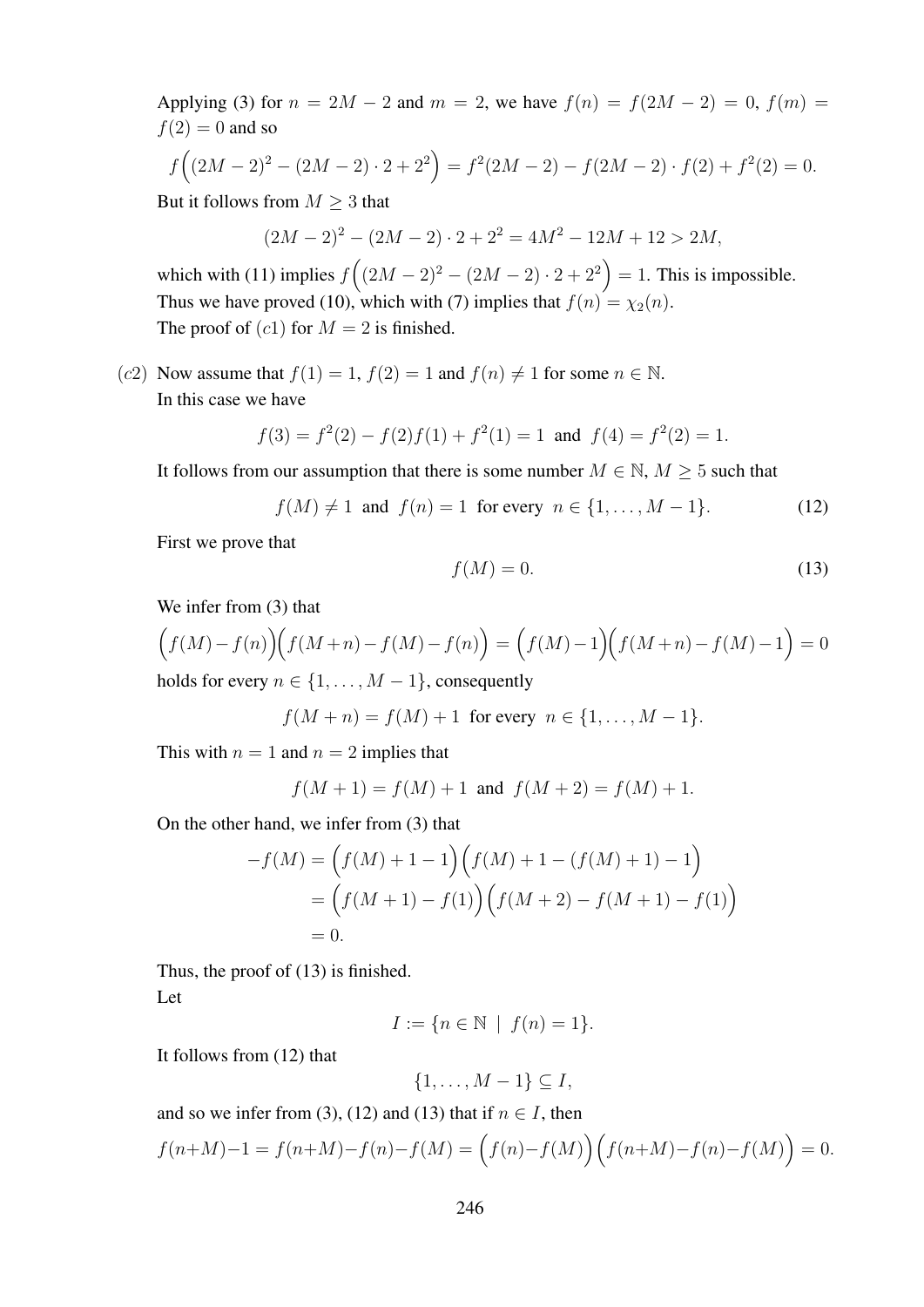Applying (3) for $n = 2M - 2$ and $m = 2$, we have $f(n) = f(2M-2) = 0$, $f(m) = f(2) = 0$ and so

$$f\Big((2M-2)^2 - (2M-2)\cdot 2 + 2^2\Big) = f^2(2M-2) - f(2M-2)\cdot f(2) + f^2(2) = 0.$$

But it follows from $M \geq 3$ that

$$(2M-2)^2 - (2M-2)\cdot 2 + 2^2 = 4M^2 - 12M + 12 > 2M,$$

which with (11) implies $f\Big((2M-2)^2 - (2M-2)\cdot 2 + 2^2\Big) = 1$. This is impossible.

Thus we have proved (10), which with (7) implies that $f(n) = \chi_2(n)$.

The proof of $(c1)$ for $M = 2$ is finished.

$(c2)$ Now assume that $f(1) = 1$, $f(2) = 1$ and $f(n) \neq 1$ for some $n \in \mathbb{N}$.

In this case we have

$$f(3) = f^2(2) - f(2)f(1) + f^2(1) = 1 \;\text{ and }\; f(4) = f^2(2) = 1.$$

It follows from our assumption that there is some number $M \in \mathbb{N}$, $M \geq 5$ such that

$$f(M) \neq 1 \;\text{ and }\; f(n) = 1 \;\text{ for every }\; n \in \{1, \ldots, M-1\}. \tag{12}$$

First we prove that

$$f(M) = 0. \tag{13}$$

We infer from (3) that

$$\Big(f(M) - f(n)\Big)\Big(f(M+n) - f(M) - f(n)\Big) = \Big(f(M) - 1\Big)\Big(f(M+n) - f(M) - 1\Big) = 0$$

holds for every $n \in \{1, \ldots, M-1\}$, consequently

$$f(M+n) = f(M) + 1 \;\text{ for every }\; n \in \{1, \ldots, M-1\}.$$

This with $n = 1$ and $n = 2$ implies that

$$f(M+1) = f(M) + 1 \;\text{ and }\; f(M+2) = f(M) + 1.$$

On the other hand, we infer from (3) that

$$\begin{aligned}
-f(M) &= \Big(f(M) + 1 - 1\Big)\Big(f(M) + 1 - (f(M) + 1) - 1\Big) \\
&= \Big(f(M+1) - f(1)\Big)\Big(f(M+2) - f(M+1) - f(1)\Big) \\
&= 0.
\end{aligned}$$

Thus, the proof of (13) is finished.

Let

$$I := \{n \in \mathbb{N} \;\mid\; f(n) = 1\}.$$

It follows from (12) that

$$\{1, \ldots, M-1\} \subseteq I,$$

and so we infer from (3), (12) and (13) that if $n \in I$, then

$$f(n+M) - 1 = f(n+M) - f(n) - f(M) = \Big(f(n) - f(M)\Big)\Big(f(n+M) - f(n) - f(M)\Big) = 0.$$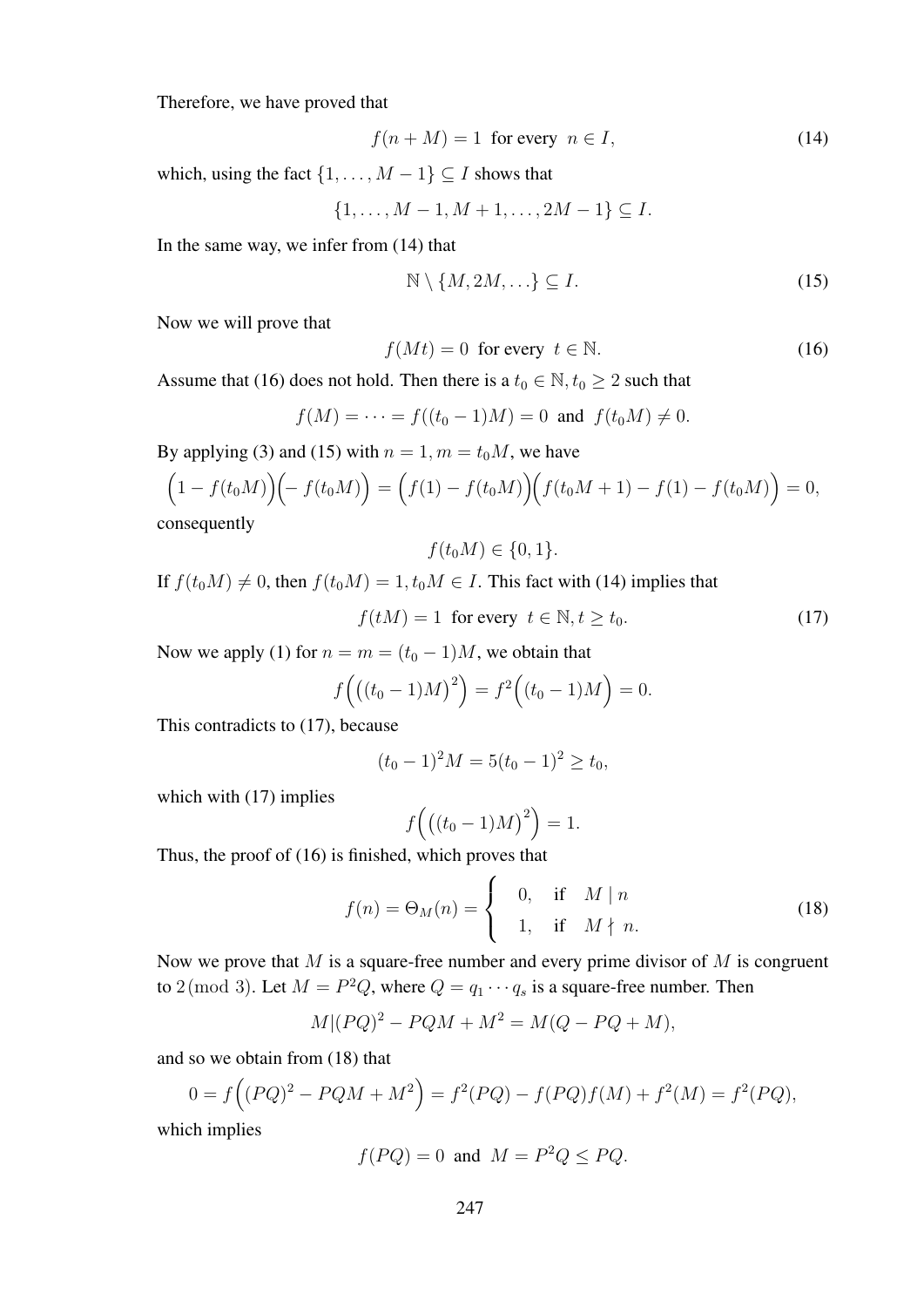Therefore, we have proved that

$$f(n+M) = 1 \text{ for every } n \in I, \tag{14}$$

which, using the fact $\{1, \ldots, M-1\} \subseteq I$ shows that

$$\{1, \ldots, M-1, M+1, \ldots, 2M-1\} \subseteq I.$$

In the same way, we infer from (14) that

$$\mathbb{N} \setminus \{M, 2M, \ldots\} \subseteq I. \tag{15}$$

Now we will prove that

$$f(Mt) = 0 \text{ for every } t \in \mathbb{N}. \tag{16}$$

Assume that (16) does not hold. Then there is a $t_0 \in \mathbb{N}, t_0 \geq 2$ such that

$$f(M) = \cdots = f((t_0-1)M) = 0 \text{ and } f(t_0 M) \neq 0.$$

By applying (3) and (15) with $n = 1, m = t_0 M$, we have

$$\Big(1 - f(t_0 M)\Big)\Big(-f(t_0 M)\Big) = \Big(f(1) - f(t_0 M)\Big)\Big(f(t_0 M + 1) - f(1) - f(t_0 M)\Big) = 0,$$

consequently

$$f(t_0 M) \in \{0, 1\}.$$

If $f(t_0 M) \neq 0$, then $f(t_0 M) = 1, t_0 M \in I$. This fact with (14) implies that

$$f(tM) = 1 \text{ for every } t \in \mathbb{N}, t \geq t_0. \tag{17}$$

Now we apply (1) for $n = m = (t_0 - 1)M$, we obtain that

$$f\Big(\big((t_0-1)M\big)^2\Big) = f^2\Big((t_0-1)M\Big) = 0.$$

This contradicts to (17), because

$$(t_0-1)^2 M = 5(t_0-1)^2 \geq t_0,$$

which with (17) implies

$$f\Big(\big((t_0-1)M\big)^2\Big) = 1.$$

Thus, the proof of (16) is finished, which proves that

$$f(n) = \Theta_M(n) = \begin{cases} 0, & \text{if } \ M \mid n \\ 1, & \text{if } \ M \nmid n. \end{cases} \tag{18}$$

Now we prove that $M$ is a square-free number and every prime divisor of $M$ is congruent to $2 \pmod 3$. Let $M = P^2 Q$, where $Q = q_1 \cdots q_s$ is a square-free number. Then

$$M | (PQ)^2 - PQM + M^2 = M(Q - PQ + M),$$

and so we obtain from (18) that

$$0 = f\Big((PQ)^2 - PQM + M^2\Big) = f^2(PQ) - f(PQ)f(M) + f^2(M) = f^2(PQ),$$

which implies

$$f(PQ) = 0 \text{ and } M = P^2 Q \leq PQ.$$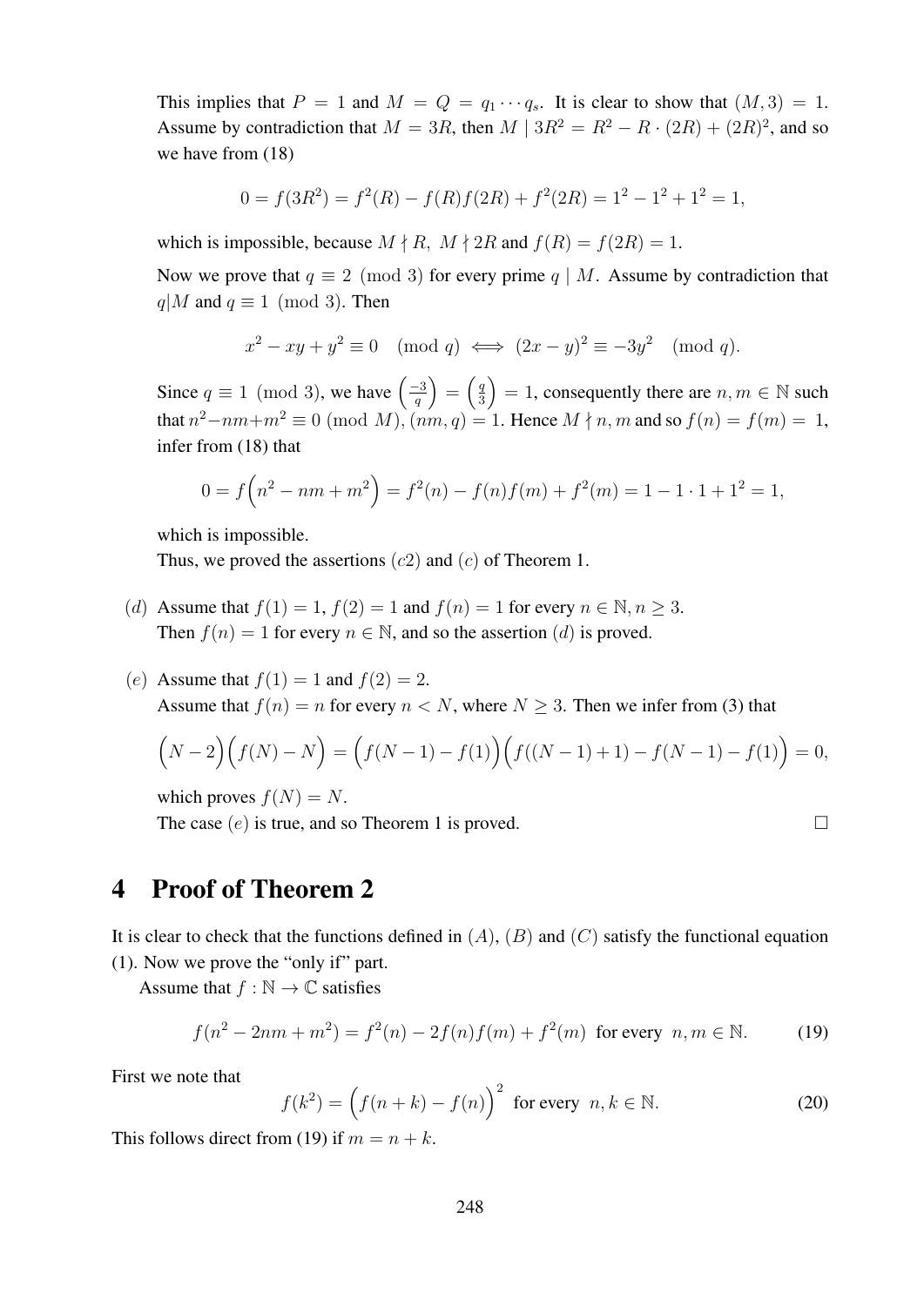This implies that $P = 1$ and $M = Q = q_1 \cdots q_s$. It is clear to show that $(M, 3) = 1$. Assume by contradiction that $M = 3R$, then $M \mid 3R^2 = R^2 - R \cdot (2R) + (2R)^2$, and so we have from (18)

$$0 = f(3R^2) = f^2(R) - f(R)f(2R) + f^2(2R) = 1^2 - 1^2 + 1^2 = 1,$$

which is impossible, because $M \nmid R,\ M \nmid 2R$ and $f(R) = f(2R) = 1$.

Now we prove that $q \equiv 2 \pmod 3$ for every prime $q \mid M$. Assume by contradiction that $q | M$ and $q \equiv 1 \pmod 3$. Then

$$x^2 - xy + y^2 \equiv 0 \pmod q \iff (2x - y)^2 \equiv -3y^2 \pmod q.$$

Since $q \equiv 1 \pmod 3$, we have $\left(\frac{-3}{q}\right) = \left(\frac{q}{3}\right) = 1$, consequently there are $n, m \in \mathbb{N}$ such that $n^2 - nm + m^2 \equiv 0 \pmod M$, $(nm, q) = 1$. Hence $M \nmid n, m$ and so $f(n) = f(m) = 1$, infer from (18) that

$$0 = f\Big(n^2 - nm + m^2\Big) = f^2(n) - f(n)f(m) + f^2(m) = 1 - 1 \cdot 1 + 1^2 = 1,$$

which is impossible.
Thus, we proved the assertions $(c2)$ and $(c)$ of Theorem 1.

$(d)$ Assume that $f(1) = 1$, $f(2) = 1$ and $f(n) = 1$ for every $n \in \mathbb{N}, n \geq 3$.
Then $f(n) = 1$ for every $n \in \mathbb{N}$, and so the assertion $(d)$ is proved.

$(e)$ Assume that $f(1) = 1$ and $f(2) = 2$.
Assume that $f(n) = n$ for every $n < N$, where $N \geq 3$. Then we infer from (3) that

$$\Big(N - 2\Big)\Big(f(N) - N\Big) = \Big(f(N-1) - f(1)\Big)\Big(f((N-1)+1) - f(N-1) - f(1)\Big) = 0,$$

which proves $f(N) = N$.
The case $(e)$ is true, and so Theorem 1 is proved. $\square$

## 4 Proof of Theorem 2

It is clear to check that the functions defined in $(A)$, $(B)$ and $(C)$ satisfy the functional equation (1). Now we prove the "only if" part.

Assume that $f : \mathbb{N} \to \mathbb{C}$ satisfies

$$f(n^2 - 2nm + m^2) = f^2(n) - 2f(n)f(m) + f^2(m) \ \text{ for every } \ n, m \in \mathbb{N}. \tag{19}$$

First we note that

$$f(k^2) = \Big(f(n+k) - f(n)\Big)^2 \ \text{ for every } \ n, k \in \mathbb{N}. \tag{20}$$

This follows direct from (19) if $m = n + k$.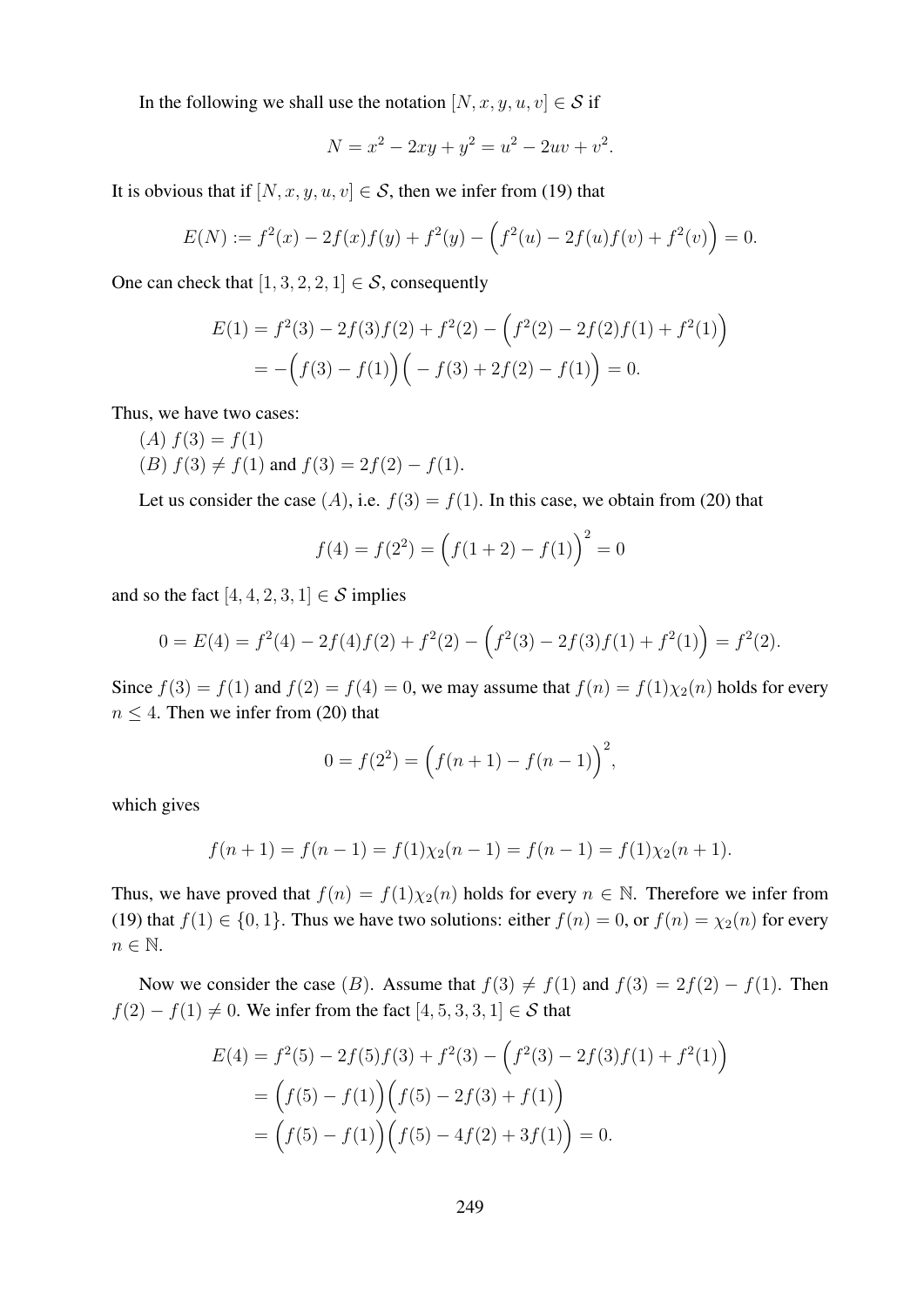In the following we shall use the notation $[N, x, y, u, v] \in \mathcal{S}$ if

$$N = x^2 - 2xy + y^2 = u^2 - 2uv + v^2.$$

It is obvious that if $[N, x, y, u, v] \in \mathcal{S}$, then we infer from (19) that

$$E(N) := f^2(x) - 2f(x)f(y) + f^2(y) - \Big(f^2(u) - 2f(u)f(v) + f^2(v)\Big) = 0.$$

One can check that $[1, 3, 2, 2, 1] \in \mathcal{S}$, consequently

$$\begin{aligned} E(1) &= f^2(3) - 2f(3)f(2) + f^2(2) - \Big(f^2(2) - 2f(2)f(1) + f^2(1)\Big) \\ &= -\Big(f(3) - f(1)\Big)\Big(-f(3) + 2f(2) - f(1)\Big) = 0. \end{aligned}$$

Thus, we have two cases:

$(A)$ $f(3) = f(1)$

$(B)$ $f(3) \neq f(1)$ and $f(3) = 2f(2) - f(1)$.

Let us consider the case $(A)$, i.e. $f(3) = f(1)$. In this case, we obtain from (20) that

$$f(4) = f(2^2) = \Big(f(1+2) - f(1)\Big)^2 = 0$$

and so the fact $[4, 4, 2, 3, 1] \in \mathcal{S}$ implies

$$0 = E(4) = f^2(4) - 2f(4)f(2) + f^2(2) - \Big(f^2(3) - 2f(3)f(1) + f^2(1)\Big) = f^2(2).$$

Since $f(3) = f(1)$ and $f(2) = f(4) = 0$, we may assume that $f(n) = f(1)\chi_2(n)$ holds for every $n \leq 4$. Then we infer from (20) that

$$0 = f(2^2) = \Big(f(n+1) - f(n-1)\Big)^2,$$

which gives

$$f(n+1) = f(n-1) = f(1)\chi_2(n-1) = f(n-1) = f(1)\chi_2(n+1).$$

Thus, we have proved that $f(n) = f(1)\chi_2(n)$ holds for every $n \in \mathbb{N}$. Therefore we infer from (19) that $f(1) \in \{0, 1\}$. Thus we have two solutions: either $f(n) = 0$, or $f(n) = \chi_2(n)$ for every $n \in \mathbb{N}$.

Now we consider the case $(B)$. Assume that $f(3) \neq f(1)$ and $f(3) = 2f(2) - f(1)$. Then $f(2) - f(1) \neq 0$. We infer from the fact $[4, 5, 3, 3, 1] \in \mathcal{S}$ that

$$\begin{aligned} E(4) &= f^2(5) - 2f(5)f(3) + f^2(3) - \Big(f^2(3) - 2f(3)f(1) + f^2(1)\Big) \\ &= \Big(f(5) - f(1)\Big)\Big(f(5) - 2f(3) + f(1)\Big) \\ &= \Big(f(5) - f(1)\Big)\Big(f(5) - 4f(2) + 3f(1)\Big) = 0. \end{aligned}$$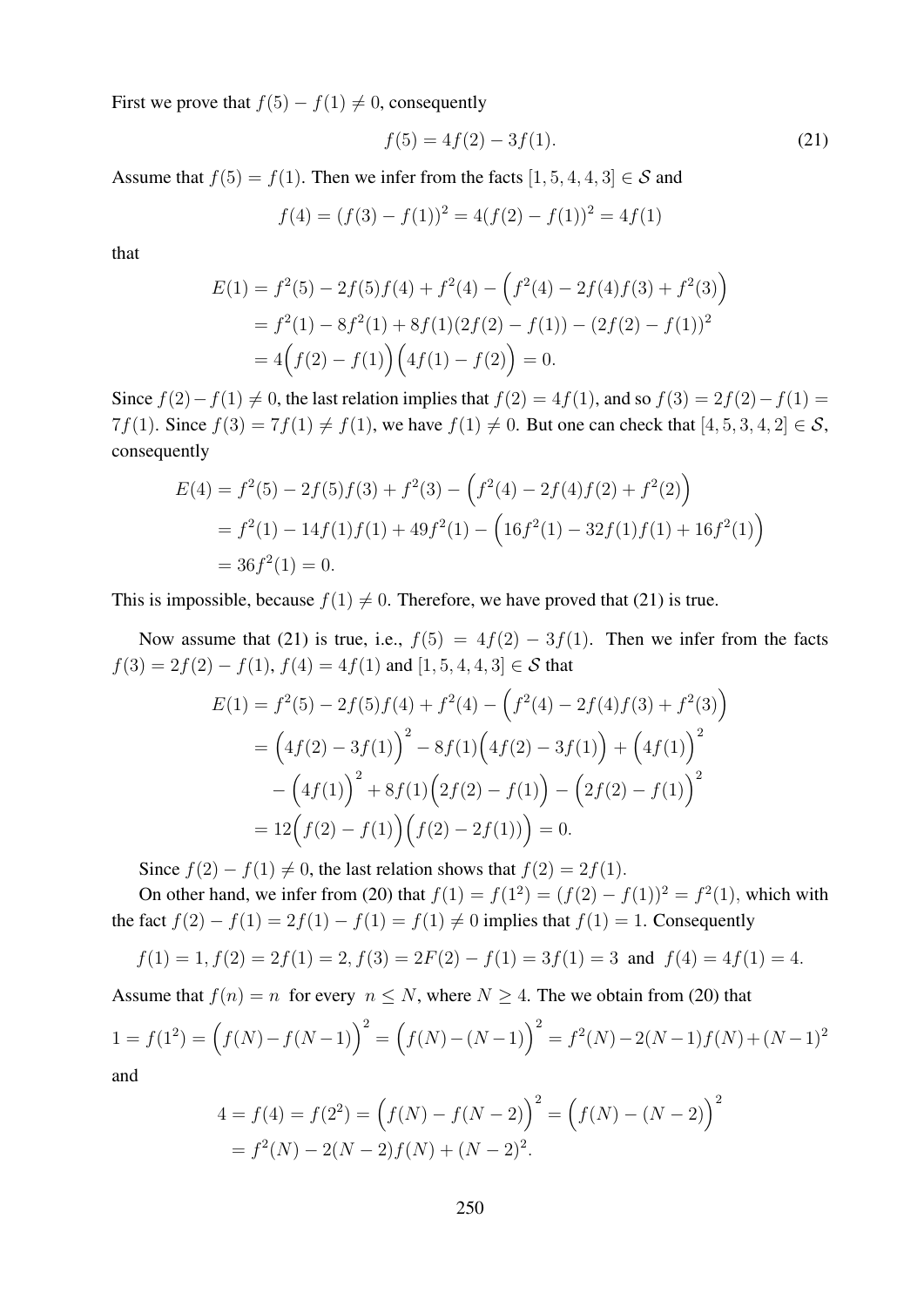First we prove that $f(5) - f(1) \neq 0$, consequently

$$f(5) = 4f(2) - 3f(1). \tag{21}$$

Assume that $f(5) = f(1)$. Then we infer from the facts $[1, 5, 4, 4, 3] \in \mathcal{S}$ and

$$f(4) = (f(3) - f(1))^2 = 4(f(2) - f(1))^2 = 4f(1)$$

that

$$\begin{aligned}
E(1) &= f^2(5) - 2f(5)f(4) + f^2(4) - \Big(f^2(4) - 2f(4)f(3) + f^2(3)\Big) \\
&= f^2(1) - 8f^2(1) + 8f(1)(2f(2) - f(1)) - (2f(2) - f(1))^2 \\
&= 4\Big(f(2) - f(1)\Big)\Big(4f(1) - f(2)\Big) = 0.
\end{aligned}$$

Since $f(2) - f(1) \neq 0$, the last relation implies that $f(2) = 4f(1)$, and so $f(3) = 2f(2) - f(1) = 7f(1)$. Since $f(3) = 7f(1) \neq f(1)$, we have $f(1) \neq 0$. But one can check that $[4, 5, 3, 4, 2] \in \mathcal{S}$, consequently

$$\begin{aligned}
E(4) &= f^2(5) - 2f(5)f(3) + f^2(3) - \Big(f^2(4) - 2f(4)f(2) + f^2(2)\Big) \\
&= f^2(1) - 14f(1)f(1) + 49f^2(1) - \Big(16f^2(1) - 32f(1)f(1) + 16f^2(1)\Big) \\
&= 36f^2(1) = 0.
\end{aligned}$$

This is impossible, because $f(1) \neq 0$. Therefore, we have proved that (21) is true.

Now assume that (21) is true, i.e., $f(5) = 4f(2) - 3f(1)$. Then we infer from the facts $f(3) = 2f(2) - f(1)$, $f(4) = 4f(1)$ and $[1, 5, 4, 4, 3] \in \mathcal{S}$ that

$$\begin{aligned}
E(1) &= f^2(5) - 2f(5)f(4) + f^2(4) - \Big(f^2(4) - 2f(4)f(3) + f^2(3)\Big) \\
&= \Big(4f(2) - 3f(1)\Big)^2 - 8f(1)\Big(4f(2) - 3f(1)\Big) + \Big(4f(1)\Big)^2 \\
&\quad - \Big(4f(1)\Big)^2 + 8f(1)\Big(2f(2) - f(1)\Big) - \Big(2f(2) - f(1)\Big)^2 \\
&= 12\Big(f(2) - f(1)\Big)\Big(f(2) - 2f(1))\Big) = 0.
\end{aligned}$$

Since $f(2) - f(1) \neq 0$, the last relation shows that $f(2) = 2f(1)$.

On other hand, we infer from (20) that $f(1) = f(1^2) = (f(2) - f(1))^2 = f^2(1)$, which with the fact $f(2) - f(1) = 2f(1) - f(1) = f(1) \neq 0$ implies that $f(1) = 1$. Consequently

$$f(1) = 1, f(2) = 2f(1) = 2, f(3) = 2F(2) - f(1) = 3f(1) = 3 \text{ and } f(4) = 4f(1) = 4.$$

Assume that $f(n) = n$ for every $n \leq N$, where $N \geq 4$. The we obtain from (20) that

$$1 = f(1^2) = \Big(f(N) - f(N-1)\Big)^2 = \Big(f(N) - (N-1)\Big)^2 = f^2(N) - 2(N-1)f(N) + (N-1)^2$$

and

$$\begin{aligned}
4 = f(4) = f(2^2) &= \Big(f(N) - f(N-2)\Big)^2 = \Big(f(N) - (N-2)\Big)^2 \\
&= f^2(N) - 2(N-2)f(N) + (N-2)^2.
\end{aligned}$$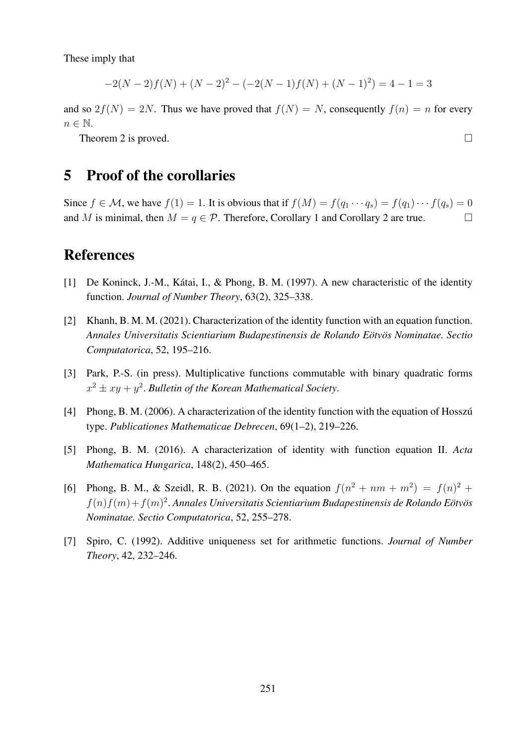These imply that

$$-2(N-2)f(N) + (N-2)^2 - (-2(N-1)f(N) + (N-1)^2) = 4 - 1 = 3$$

and so $2f(N) = 2N$. Thus we have proved that $f(N) = N$, consequently $f(n) = n$ for every $n \in \mathbb{N}$.

Theorem 2 is proved. □

## 5 Proof of the corollaries

Since $f \in \mathcal{M}$, we have $f(1) = 1$. It is obvious that if $f(M) = f(q_1 \cdots q_s) = f(q_1) \cdots f(q_s) = 0$ and $M$ is minimal, then $M = q \in \mathcal{P}$. Therefore, Corollary 1 and Corollary 2 are true. □

## References

[1] De Koninck, J.-M., Kátai, I., & Phong, B. M. (1997). A new characteristic of the identity function. *Journal of Number Theory*, 63(2), 325–338.

[2] Khanh, B. M. M. (2021). Characterization of the identity function with an equation function. *Annales Universitatis Scientiarium Budapestinensis de Rolando Eötvös Nominatae. Sectio Computatorica*, 52, 195–216.

[3] Park, P.-S. (in press). Multiplicative functions commutable with binary quadratic forms $x^2 \pm xy + y^2$. *Bulletin of the Korean Mathematical Society*.

[4] Phong, B. M. (2006). A characterization of the identity function with the equation of Hosszú type. *Publicationes Mathematicae Debrecen*, 69(1–2), 219–226.

[5] Phong, B. M. (2016). A characterization of identity with function equation II. *Acta Mathematica Hungarica*, 148(2), 450–465.

[6] Phong, B. M., & Szeidl, R. B. (2021). On the equation $f(n^2 + nm + m^2) = f(n)^2 + f(n)f(m) + f(m)^2$. *Annales Universitatis Scientiarium Budapestinensis de Rolando Eötvös Nominatae. Sectio Computatorica*, 52, 255–278.

[7] Spiro, C. (1992). Additive uniqueness set for arithmetic functions. *Journal of Number Theory*, 42, 232–246.